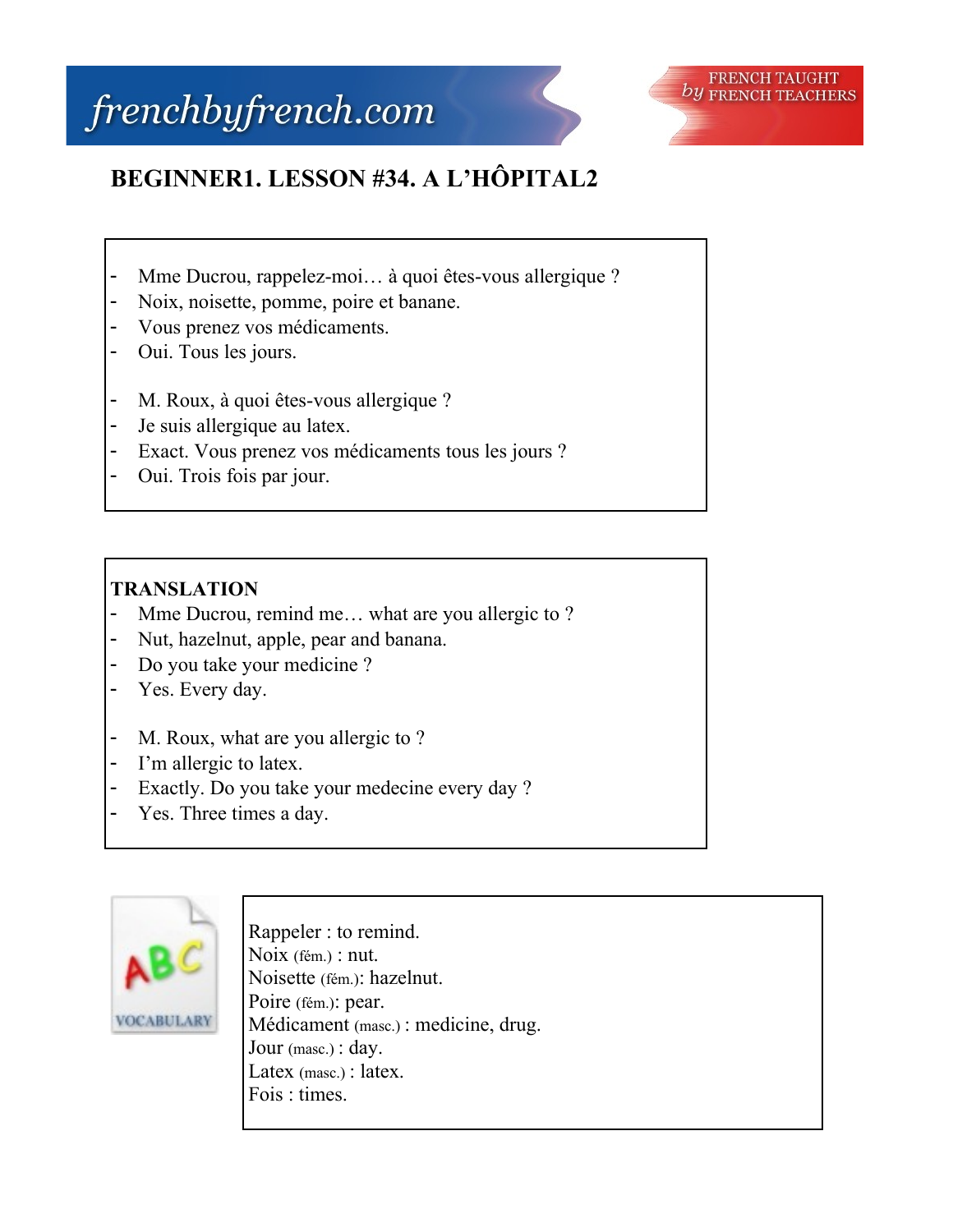# BEGINNER1. LESSON #34. A L'HÔPITAL2

- Mme Ducrou, rappelez-moi… à quoi êtes-vous allergique ?
- Noix, noisette, pomme, poire et banane.
- Vous prenez vos médicaments.
- Oui. Tous les jours.

- M. Roux, à quoi êtes-vous allergique ?
- Je suis allergique au latex.
- Exact. Vous prenez vos médicaments tous les jours ?
- Oui. Trois fois par jour.

**TRANSLATION**

- Mme Ducrou, remind me… what are you allergic to ?
- Nut, hazelnut, apple, pear and banana.
- Do you take your medicine ?
- Yes. Every day.

- M. Roux, what are you allergic to ?
- I'm allergic to latex.
- Exactly. Do you take your medecine every day ?
- Yes. Three times a day.

VOCABULARY

Rappeler : to remind.
Noix (fém.) : nut.
Noisette (fém.): hazelnut.
Poire (fém.): pear.
Médicament (masc.) : medicine, drug.
Jour (masc.) : day.
Latex (masc.) : latex.
Fois : times.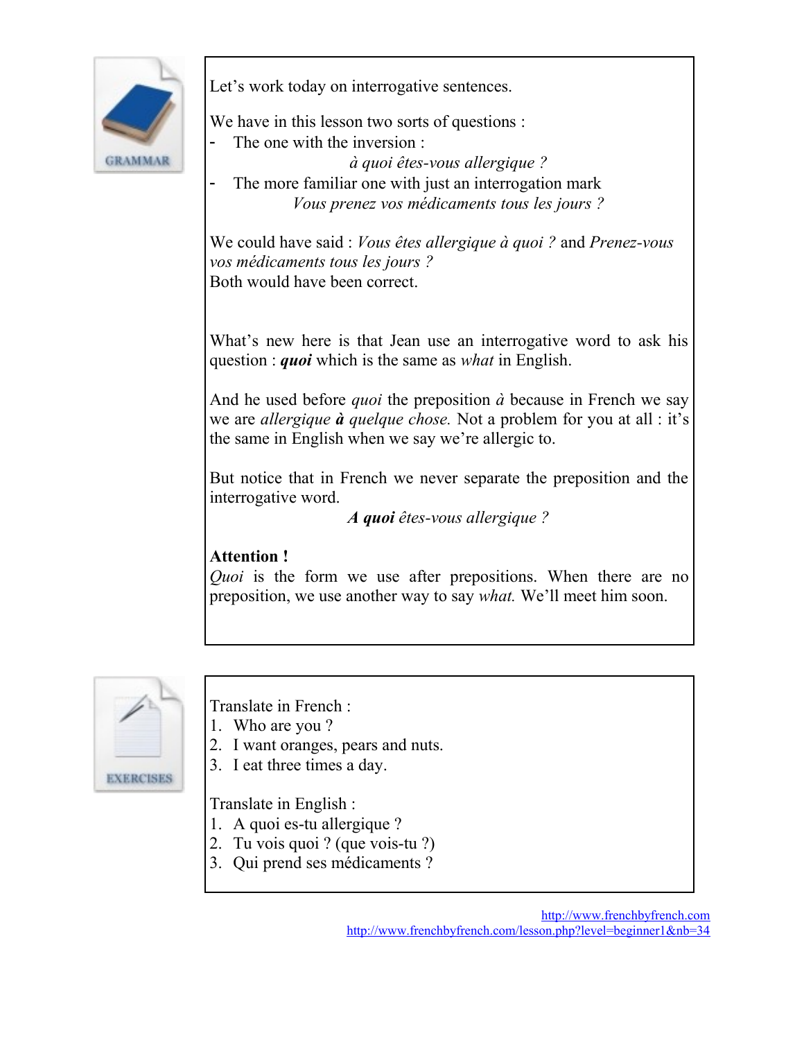GRAMMAR

Let's work today on interrogative sentences.

We have in this lesson two sorts of questions :

- The one with the inversion :

  *à quoi êtes-vous allergique ?*

- The more familiar one with just an interrogation mark

  *Vous prenez vos médicaments tous les jours ?*

We could have said : *Vous êtes allergique à quoi ?* and *Prenez-vous vos médicaments tous les jours ?*
Both would have been correct.

What's new here is that Jean use an interrogative word to ask his question : ***quoi*** which is the same as *what* in English.

And he used before *quoi* the preposition *à* because in French we say we are *allergique **à** quelque chose.* Not a problem for you at all : it's the same in English when we say we're allergic to.

But notice that in French we never separate the preposition and the interrogative word.

***A quoi*** *êtes-vous allergique ?*

**Attention !**
*Quoi* is the form we use after prepositions. When there are no preposition, we use another way to say *what.* We'll meet him soon.

EXERCISES

Translate in French :

1. Who are you ?
2. I want oranges, pears and nuts.
3. I eat three times a day.

Translate in English :

1. A quoi es-tu allergique ?
2. Tu vois quoi ? (que vois-tu ?)
3. Qui prend ses médicaments ?

http://www.frenchbyfrench.com
http://www.frenchbyfrench.com/lesson.php?level=beginner1&nb=34